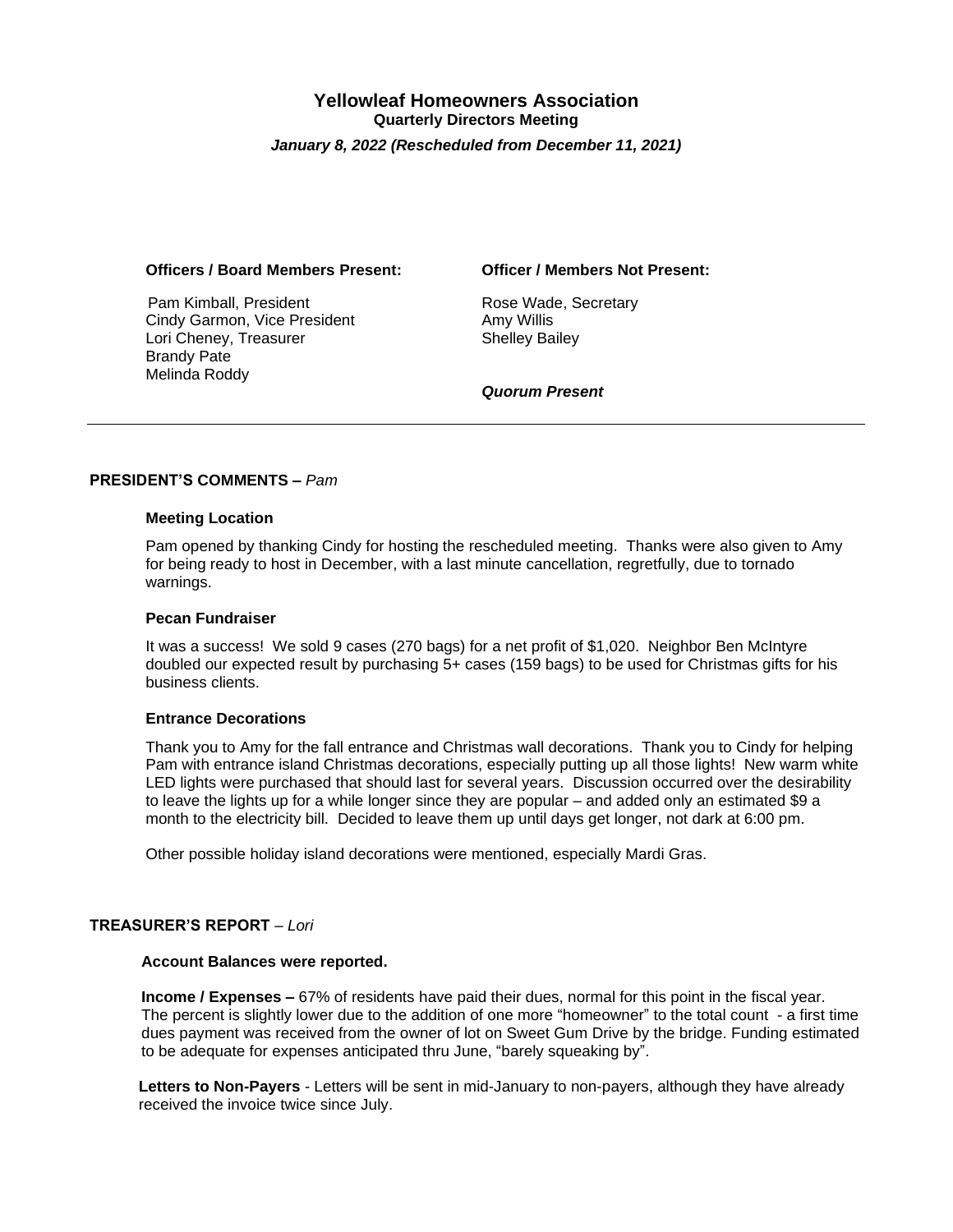# Yellowleaf Homeowners Association

**Quarterly Directors Meeting**

***January 8, 2022 (Rescheduled from December 11, 2021)***

**Officers / Board Members Present:**

Pam Kimball, President
Cindy Garmon, Vice President
Lori Cheney, Treasurer
Brandy Pate
Melinda Roddy

**Officer / Members Not Present:**

Rose Wade, Secretary
Amy Willis
Shelley Bailey

***Quorum Present***

---

## PRESIDENT'S COMMENTS – *Pam*

### Meeting Location

Pam opened by thanking Cindy for hosting the rescheduled meeting. Thanks were also given to Amy for being ready to host in December, with a last minute cancellation, regretfully, due to tornado warnings.

### Pecan Fundraiser

It was a success! We sold 9 cases (270 bags) for a net profit of $1,020. Neighbor Ben McIntyre doubled our expected result by purchasing 5+ cases (159 bags) to be used for Christmas gifts for his business clients.

### Entrance Decorations

Thank you to Amy for the fall entrance and Christmas wall decorations. Thank you to Cindy for helping Pam with entrance island Christmas decorations, especially putting up all those lights! New warm white LED lights were purchased that should last for several years. Discussion occurred over the desirability to leave the lights up for a while longer since they are popular – and added only an estimated $9 a month to the electricity bill. Decided to leave them up until days get longer, not dark at 6:00 pm.

Other possible holiday island decorations were mentioned, especially Mardi Gras.

## TREASURER'S REPORT – *Lori*

### Account Balances were reported.

**Income / Expenses –** 67% of residents have paid their dues, normal for this point in the fiscal year. The percent is slightly lower due to the addition of one more "homeowner" to the total count - a first time dues payment was received from the owner of lot on Sweet Gum Drive by the bridge. Funding estimated to be adequate for expenses anticipated thru June, "barely squeaking by".

**Letters to Non-Payers** - Letters will be sent in mid-January to non-payers, although they have already received the invoice twice since July.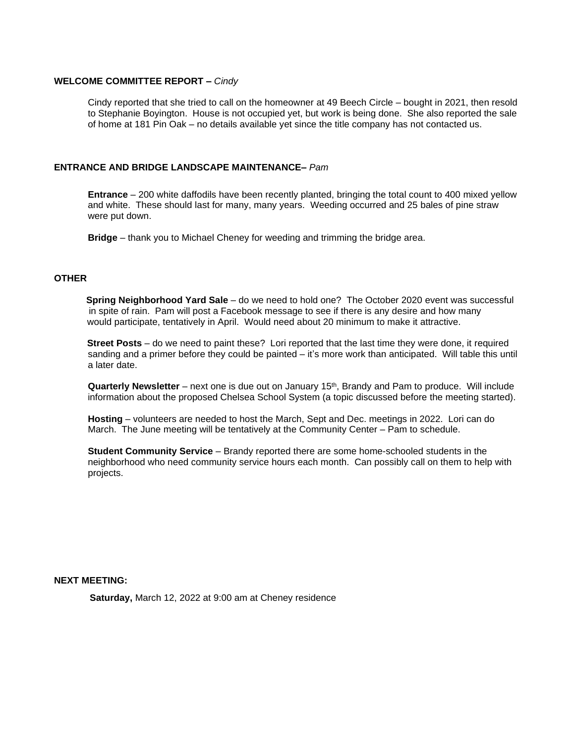**WELCOME COMMITTEE REPORT –** *Cindy*

Cindy reported that she tried to call on the homeowner at 49 Beech Circle – bought in 2021, then resold to Stephanie Boyington. House is not occupied yet, but work is being done. She also reported the sale of home at 181 Pin Oak – no details available yet since the title company has not contacted us.

**ENTRANCE AND BRIDGE LANDSCAPE MAINTENANCE–** *Pam*

**Entrance** – 200 white daffodils have been recently planted, bringing the total count to 400 mixed yellow and white. These should last for many, many years. Weeding occurred and 25 bales of pine straw were put down.

**Bridge** – thank you to Michael Cheney for weeding and trimming the bridge area.

**OTHER**

**Spring Neighborhood Yard Sale** – do we need to hold one? The October 2020 event was successful in spite of rain. Pam will post a Facebook message to see if there is any desire and how many would participate, tentatively in April. Would need about 20 minimum to make it attractive.

**Street Posts** – do we need to paint these? Lori reported that the last time they were done, it required sanding and a primer before they could be painted – it's more work than anticipated. Will table this until a later date.

**Quarterly Newsletter** – next one is due out on January 15th, Brandy and Pam to produce. Will include information about the proposed Chelsea School System (a topic discussed before the meeting started).

**Hosting** – volunteers are needed to host the March, Sept and Dec. meetings in 2022. Lori can do March. The June meeting will be tentatively at the Community Center – Pam to schedule.

**Student Community Service** – Brandy reported there are some home-schooled students in the neighborhood who need community service hours each month. Can possibly call on them to help with projects.

**NEXT MEETING:**

**Saturday,** March 12, 2022 at 9:00 am at Cheney residence